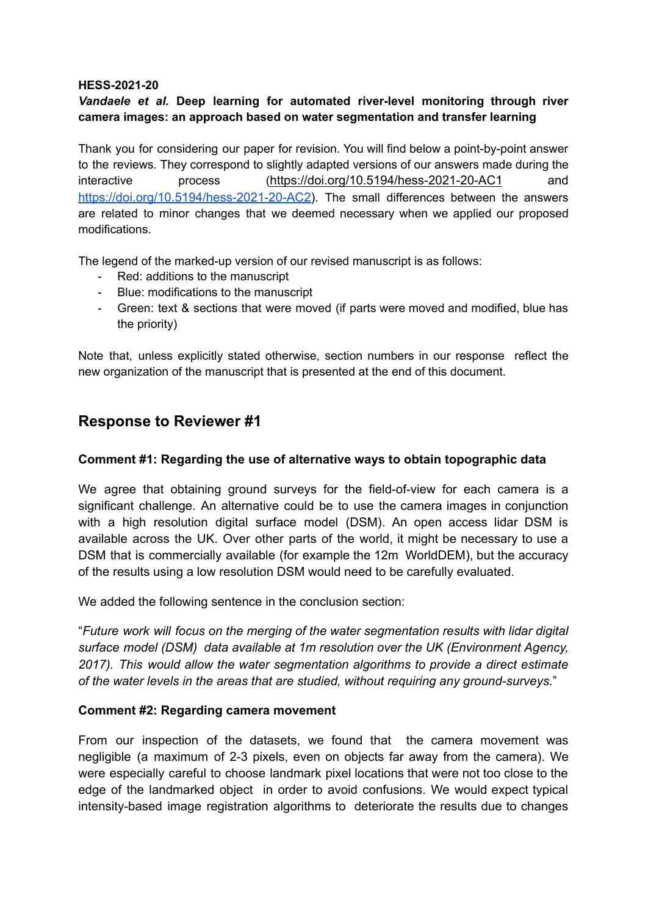**HESS-2021-20**

***Vandaele et al.*** **Deep learning for automated river-level monitoring through river camera images: an approach based on water segmentation and transfer learning**

Thank you for considering our paper for revision. You will find below a point-by-point answer to the reviews. They correspond to slightly adapted versions of our answers made during the interactive process (https://doi.org/10.5194/hess-2021-20-AC1 and https://doi.org/10.5194/hess-2021-20-AC2). The small differences between the answers are related to minor changes that we deemed necessary when we applied our proposed modifications.

The legend of the marked-up version of our revised manuscript is as follows:

- Red: additions to the manuscript
- Blue: modifications to the manuscript
- Green: text & sections that were moved (if parts were moved and modified, blue has the priority)

Note that, unless explicitly stated otherwise, section numbers in our response reflect the new organization of the manuscript that is presented at the end of this document.

## Response to Reviewer #1

**Comment #1: Regarding the use of alternative ways to obtain topographic data**

We agree that obtaining ground surveys for the field-of-view for each camera is a significant challenge. An alternative could be to use the camera images in conjunction with a high resolution digital surface model (DSM). An open access lidar DSM is available across the UK. Over other parts of the world, it might be necessary to use a DSM that is commercially available (for example the 12m WorldDEM), but the accuracy of the results using a low resolution DSM would need to be carefully evaluated.

We added the following sentence in the conclusion section:

"*Future work will focus on the merging of the water segmentation results with lidar digital surface model (DSM) data available at 1m resolution over the UK (Environment Agency, 2017). This would allow the water segmentation algorithms to provide a direct estimate of the water levels in the areas that are studied, without requiring any ground-surveys.*"

**Comment #2: Regarding camera movement**

From our inspection of the datasets, we found that the camera movement was negligible (a maximum of 2-3 pixels, even on objects far away from the camera). We were especially careful to choose landmark pixel locations that were not too close to the edge of the landmarked object in order to avoid confusions. We would expect typical intensity-based image registration algorithms to deteriorate the results due to changes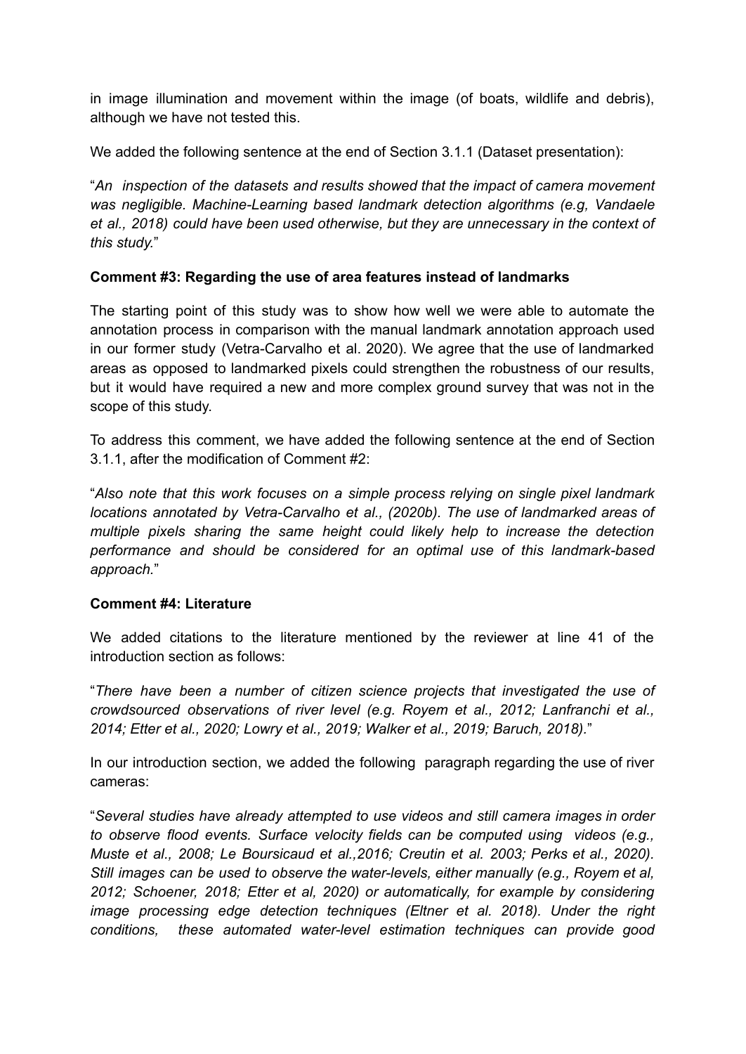in image illumination and movement within the image (of boats, wildlife and debris), although we have not tested this.

We added the following sentence at the end of Section 3.1.1 (Dataset presentation):

"*An inspection of the datasets and results showed that the impact of camera movement was negligible. Machine-Learning based landmark detection algorithms (e.g, Vandaele et al., 2018) could have been used otherwise, but they are unnecessary in the context of this study.*"

**Comment #3: Regarding the use of area features instead of landmarks**

The starting point of this study was to show how well we were able to automate the annotation process in comparison with the manual landmark annotation approach used in our former study (Vetra-Carvalho et al. 2020). We agree that the use of landmarked areas as opposed to landmarked pixels could strengthen the robustness of our results, but it would have required a new and more complex ground survey that was not in the scope of this study.

To address this comment, we have added the following sentence at the end of Section 3.1.1, after the modification of Comment #2:

"*Also note that this work focuses on a simple process relying on single pixel landmark locations annotated by Vetra-Carvalho et al., (2020b). The use of landmarked areas of multiple pixels sharing the same height could likely help to increase the detection performance and should be considered for an optimal use of this landmark-based approach.*"

**Comment #4: Literature**

We added citations to the literature mentioned by the reviewer at line 41 of the introduction section as follows:

"*There have been a number of citizen science projects that investigated the use of crowdsourced observations of river level (e.g. Royem et al., 2012; Lanfranchi et al., 2014; Etter et al., 2020; Lowry et al., 2019; Walker et al., 2019; Baruch, 2018).*"

In our introduction section, we added the following paragraph regarding the use of river cameras:

"*Several studies have already attempted to use videos and still camera images in order to observe flood events. Surface velocity fields can be computed using videos (e.g., Muste et al., 2008; Le Boursicaud et al.,2016; Creutin et al. 2003; Perks et al., 2020). Still images can be used to observe the water-levels, either manually (e.g., Royem et al, 2012; Schoener, 2018; Etter et al, 2020) or automatically, for example by considering image processing edge detection techniques (Eltner et al. 2018). Under the right conditions, these automated water-level estimation techniques can provide good*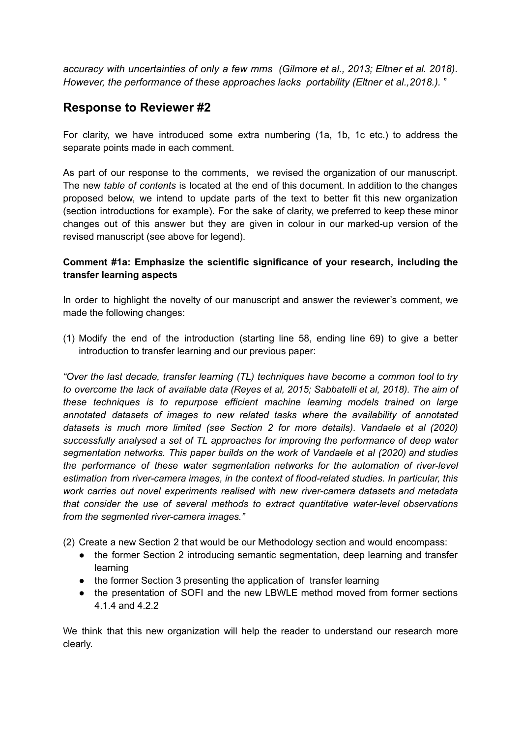*accuracy with uncertainties of only a few mms (Gilmore et al., 2013; Eltner et al. 2018). However, the performance of these approaches lacks portability (Eltner et al.,2018.).* "

## Response to Reviewer #2

For clarity, we have introduced some extra numbering (1a, 1b, 1c etc.) to address the separate points made in each comment.

As part of our response to the comments, we revised the organization of our manuscript. The new *table of contents* is located at the end of this document. In addition to the changes proposed below, we intend to update parts of the text to better fit this new organization (section introductions for example). For the sake of clarity, we preferred to keep these minor changes out of this answer but they are given in colour in our marked-up version of the revised manuscript (see above for legend).

**Comment #1a: Emphasize the scientific significance of your research, including the transfer learning aspects**

In order to highlight the novelty of our manuscript and answer the reviewer's comment, we made the following changes:

(1) Modify the end of the introduction (starting line 58, ending line 69) to give a better introduction to transfer learning and our previous paper:

*"Over the last decade, transfer learning (TL) techniques have become a common tool to try to overcome the lack of available data (Reyes et al, 2015; Sabbatelli et al, 2018). The aim of these techniques is to repurpose efficient machine learning models trained on large annotated datasets of images to new related tasks where the availability of annotated datasets is much more limited (see Section 2 for more details). Vandaele et al (2020) successfully analysed a set of TL approaches for improving the performance of deep water segmentation networks. This paper builds on the work of Vandaele et al (2020) and studies the performance of these water segmentation networks for the automation of river-level estimation from river-camera images, in the context of flood-related studies. In particular, this work carries out novel experiments realised with new river-camera datasets and metadata that consider the use of several methods to extract quantitative water-level observations from the segmented river-camera images."*

(2) Create a new Section 2 that would be our Methodology section and would encompass:
   - the former Section 2 introducing semantic segmentation, deep learning and transfer learning
   - the former Section 3 presenting the application of transfer learning
   - the presentation of SOFI and the new LBWLE method moved from former sections 4.1.4 and 4.2.2

We think that this new organization will help the reader to understand our research more clearly.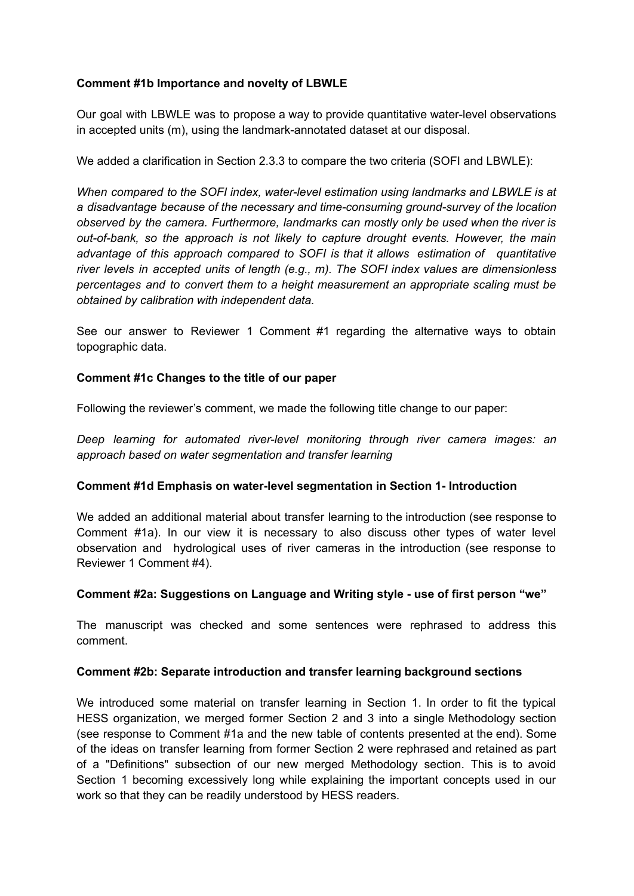**Comment #1b Importance and novelty of LBWLE**

Our goal with LBWLE was to propose a way to provide quantitative water-level observations in accepted units (m), using the landmark-annotated dataset at our disposal.

We added a clarification in Section 2.3.3 to compare the two criteria (SOFI and LBWLE):

*When compared to the SOFI index, water-level estimation using landmarks and LBWLE is at a disadvantage because of the necessary and time-consuming ground-survey of the location observed by the camera. Furthermore, landmarks can mostly only be used when the river is out-of-bank, so the approach is not likely to capture drought events. However, the main advantage of this approach compared to SOFI is that it allows estimation of quantitative river levels in accepted units of length (e.g., m). The SOFI index values are dimensionless percentages and to convert them to a height measurement an appropriate scaling must be obtained by calibration with independent data.*

See our answer to Reviewer 1 Comment #1 regarding the alternative ways to obtain topographic data.

**Comment #1c Changes to the title of our paper**

Following the reviewer's comment, we made the following title change to our paper:

*Deep learning for automated river-level monitoring through river camera images: an approach based on water segmentation and transfer learning*

**Comment #1d Emphasis on water-level segmentation in Section 1- Introduction**

We added an additional material about transfer learning to the introduction (see response to Comment #1a). In our view it is necessary to also discuss other types of water level observation and hydrological uses of river cameras in the introduction (see response to Reviewer 1 Comment #4).

**Comment #2a: Suggestions on Language and Writing style - use of first person "we"**

The manuscript was checked and some sentences were rephrased to address this comment.

**Comment #2b: Separate introduction and transfer learning background sections**

We introduced some material on transfer learning in Section 1. In order to fit the typical HESS organization, we merged former Section 2 and 3 into a single Methodology section (see response to Comment #1a and the new table of contents presented at the end). Some of the ideas on transfer learning from former Section 2 were rephrased and retained as part of a "Definitions" subsection of our new merged Methodology section. This is to avoid Section 1 becoming excessively long while explaining the important concepts used in our work so that they can be readily understood by HESS readers.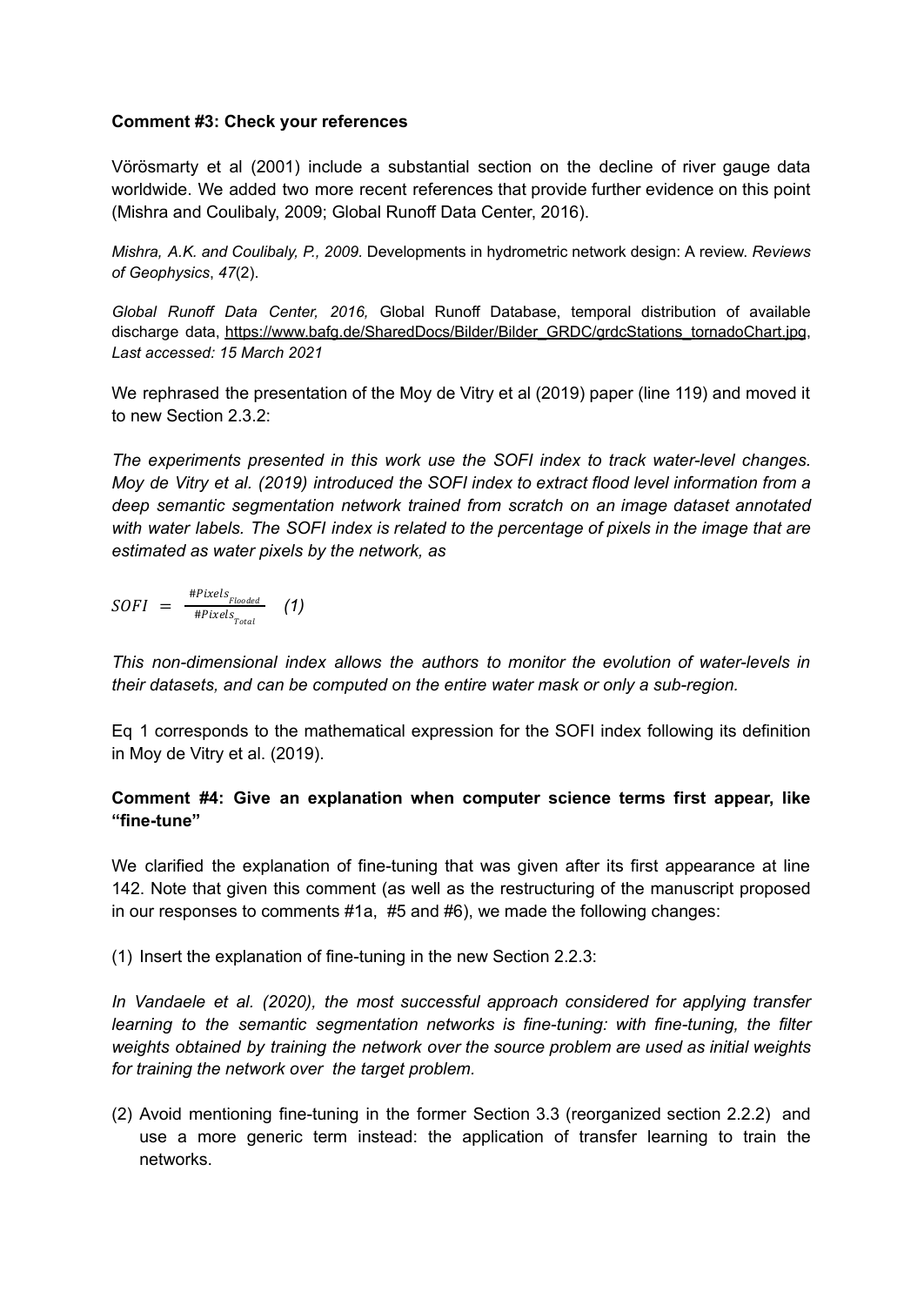**Comment #3: Check your references**

Vörösmarty et al (2001) include a substantial section on the decline of river gauge data worldwide. We added two more recent references that provide further evidence on this point (Mishra and Coulibaly, 2009; Global Runoff Data Center, 2016).

*Mishra, A.K. and Coulibaly, P., 2009.* Developments in hydrometric network design: A review. *Reviews of Geophysics*, *47*(2).

*Global Runoff Data Center, 2016,* Global Runoff Database, temporal distribution of available discharge data, https://www.bafg.de/SharedDocs/Bilder/Bilder_GRDC/grdcStations_tornadoChart.jpg, *Last accessed: 15 March 2021*

We rephrased the presentation of the Moy de Vitry et al (2019) paper (line 119) and moved it to new Section 2.3.2:

*The experiments presented in this work use the SOFI index to track water-level changes. Moy de Vitry et al. (2019) introduced the SOFI index to extract flood level information from a deep semantic segmentation network trained from scratch on an image dataset annotated with water labels. The SOFI index is related to the percentage of pixels in the image that are estimated as water pixels by the network, as*

$$SOFI = \frac{\#Pixels_{Flooded}}{\#Pixels_{Total}} \quad (1)$$

*This non-dimensional index allows the authors to monitor the evolution of water-levels in their datasets, and can be computed on the entire water mask or only a sub-region.*

Eq 1 corresponds to the mathematical expression for the SOFI index following its definition in Moy de Vitry et al. (2019).

**Comment #4: Give an explanation when computer science terms first appear, like "fine-tune"**

We clarified the explanation of fine-tuning that was given after its first appearance at line 142. Note that given this comment (as well as the restructuring of the manuscript proposed in our responses to comments #1a, #5 and #6), we made the following changes:

(1) Insert the explanation of fine-tuning in the new Section 2.2.3:

*In Vandaele et al. (2020), the most successful approach considered for applying transfer learning to the semantic segmentation networks is fine-tuning: with fine-tuning, the filter weights obtained by training the network over the source problem are used as initial weights for training the network over the target problem.*

(2) Avoid mentioning fine-tuning in the former Section 3.3 (reorganized section 2.2.2) and use a more generic term instead: the application of transfer learning to train the networks.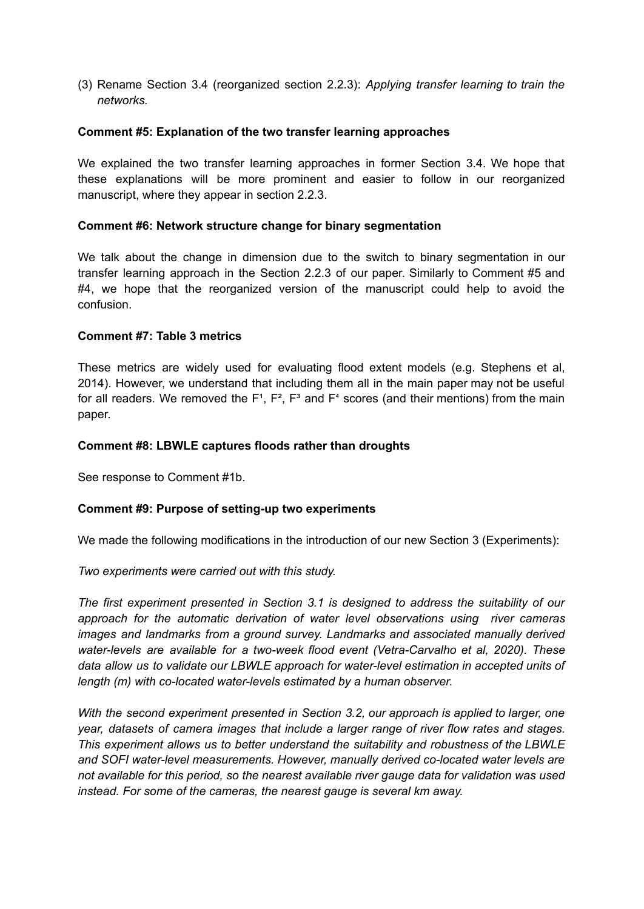(3) Rename Section 3.4 (reorganized section 2.2.3): *Applying transfer learning to train the networks.*

**Comment #5: Explanation of the two transfer learning approaches**

We explained the two transfer learning approaches in former Section 3.4. We hope that these explanations will be more prominent and easier to follow in our reorganized manuscript, where they appear in section 2.2.3.

**Comment #6: Network structure change for binary segmentation**

We talk about the change in dimension due to the switch to binary segmentation in our transfer learning approach in the Section 2.2.3 of our paper. Similarly to Comment #5 and #4, we hope that the reorganized version of the manuscript could help to avoid the confusion.

**Comment #7: Table 3 metrics**

These metrics are widely used for evaluating flood extent models (e.g. Stephens et al, 2014). However, we understand that including them all in the main paper may not be useful for all readers. We removed the $F^1$, $F^2$, $F^3$ and $F^4$ scores (and their mentions) from the main paper.

**Comment #8: LBWLE captures floods rather than droughts**

See response to Comment #1b.

**Comment #9: Purpose of setting-up two experiments**

We made the following modifications in the introduction of our new Section 3 (Experiments):

*Two experiments were carried out with this study.*

*The first experiment presented in Section 3.1 is designed to address the suitability of our approach for the automatic derivation of water level observations using river cameras images and landmarks from a ground survey. Landmarks and associated manually derived water-levels are available for a two-week flood event (Vetra-Carvalho et al, 2020). These data allow us to validate our LBWLE approach for water-level estimation in accepted units of length (m) with co-located water-levels estimated by a human observer.*

*With the second experiment presented in Section 3.2, our approach is applied to larger, one year, datasets of camera images that include a larger range of river flow rates and stages. This experiment allows us to better understand the suitability and robustness of the LBWLE and SOFI water-level measurements. However, manually derived co-located water levels are not available for this period, so the nearest available river gauge data for validation was used instead. For some of the cameras, the nearest gauge is several km away.*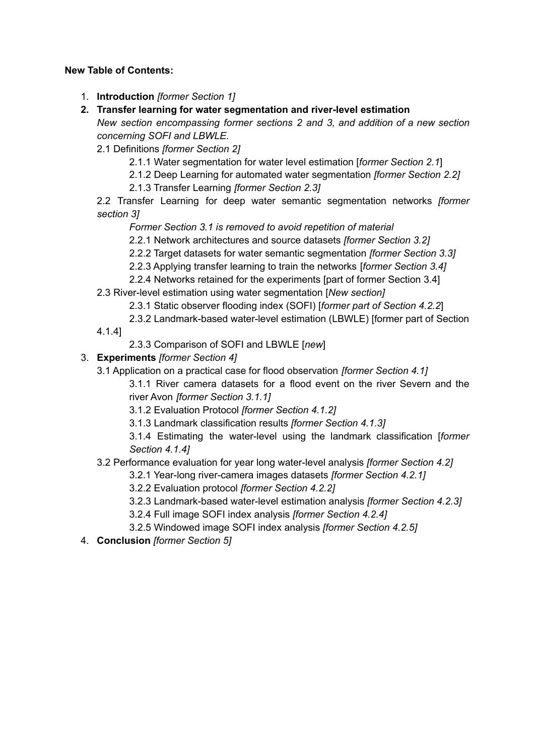**New Table of Contents:**

1. **Introduction** *[former Section 1]*
2. **Transfer learning for water segmentation and river-level estimation**
   *New section encompassing former sections 2 and 3, and addition of a new section concerning SOFI and LBWLE.*
   2.1 Definitions *[former Section 2]*
      2.1.1 Water segmentation for water level estimation [*former Section 2.1*]
      2.1.2 Deep Learning for automated water segmentation *[former Section 2.2]*
      2.1.3 Transfer Learning *[former Section 2.3]*
   2.2 Transfer Learning for deep water semantic segmentation networks *[former section 3]*
      *Former Section 3.1 is removed to avoid repetition of material*
      2.2.1 Network architectures and source datasets *[former Section 3.2]*
      2.2.2 Target datasets for water semantic segmentation *[former Section 3.3]*
      2.2.3 Applying transfer learning to train the networks [*former Section 3.4]*
      2.2.4 Networks retained for the experiments [part of former Section 3.4]
   2.3 River-level estimation using water segmentation [*New section*]
      2.3.1 Static observer flooding index (SOFI) [*former part of Section 4.2.2*]
      2.3.2 Landmark-based water-level estimation (LBWLE) [former part of Section 4.1.4]
      2.3.3 Comparison of SOFI and LBWLE [*new*]
3. **Experiments** *[former Section 4]*
   3.1 Application on a practical case for flood observation *[former Section 4.1]*
      3.1.1 River camera datasets for a flood event on the river Severn and the river Avon *[former Section 3.1.1]*
      3.1.2 Evaluation Protocol *[former Section 4.1.2]*
      3.1.3 Landmark classification results *[former Section 4.1.3]*
      3.1.4 Estimating the water-level using the landmark classification [*former Section 4.1.4]*
   3.2 Performance evaluation for year long water-level analysis *[former Section 4.2]*
      3.2.1 Year-long river-camera images datasets *[former Section 4.2.1]*
      3.2.2 Evaluation protocol *[former Section 4.2.2]*
      3.2.3 Landmark-based water-level estimation analysis *[former Section 4.2.3]*
      3.2.4 Full image SOFI index analysis *[former Section 4.2.4]*
      3.2.5 Windowed image SOFI index analysis *[former Section 4.2.5]*
4. **Conclusion** *[former Section 5]*